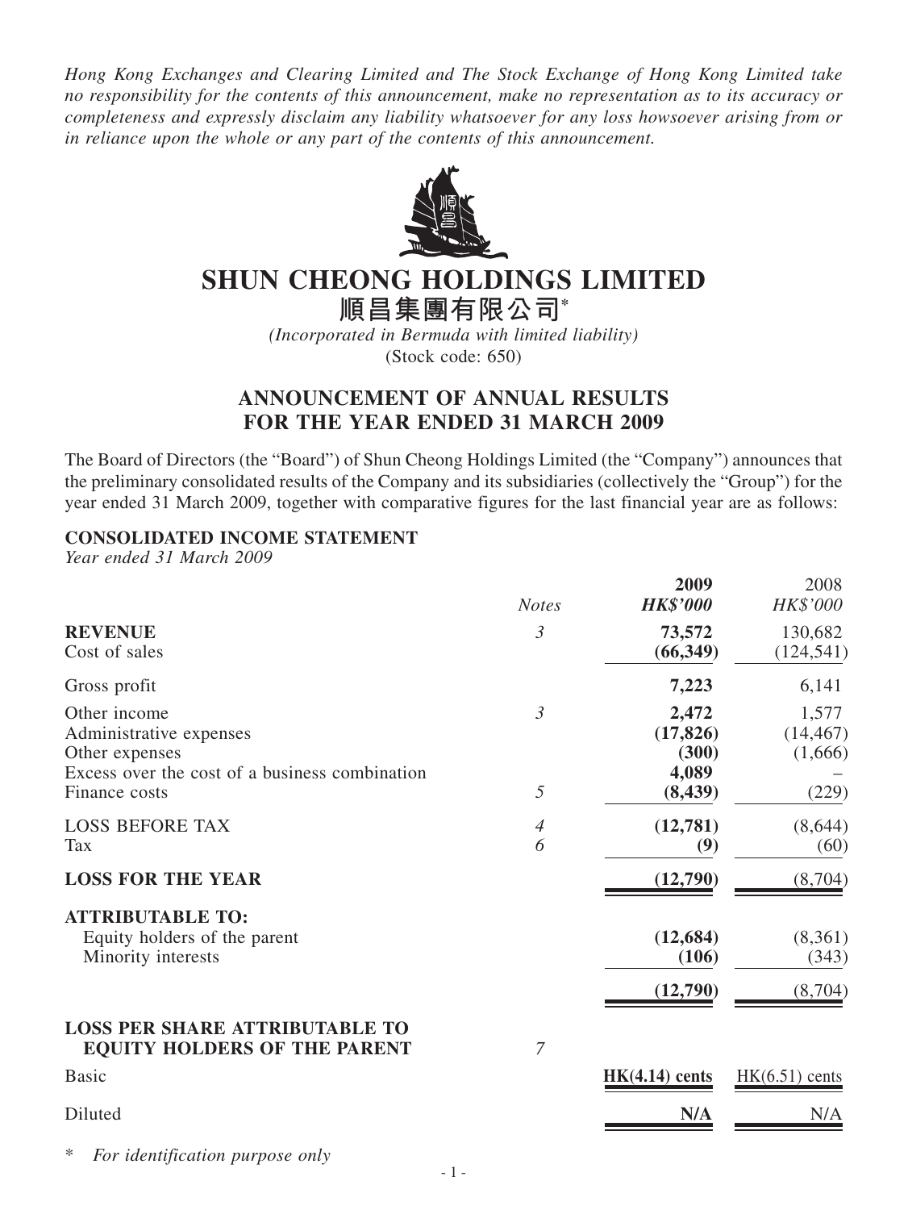*Hong Kong Exchanges and Clearing Limited and The Stock Exchange of Hong Kong Limited take no responsibility for the contents of this announcement, make no representation as to its accuracy or completeness and expressly disclaim any liability whatsoever for any loss howsoever arising from or in reliance upon the whole or any part of the contents of this announcement.*

# SHUN CHEONG HOLDINGS LIMITED

# 順昌集團有限公司*

*(Incorporated in Bermuda with limited liability)*

(Stock code: 650)

## ANNOUNCEMENT OF ANNUAL RESULTS FOR THE YEAR ENDED 31 MARCH 2009

The Board of Directors (the "Board") of Shun Cheong Holdings Limited (the "Company") announces that the preliminary consolidated results of the Company and its subsidiaries (collectively the "Group") for the year ended 31 March 2009, together with comparative figures for the last financial year are as follows:

### CONSOLIDATED INCOME STATEMENT

*Year ended 31 March 2009*

| | *Notes* | **2009** | 2008 |
|---|---|---|---|
| | | ***HK$'000*** | *HK$'000* |
| **REVENUE** | *3* | **73,572** | 130,682 |
| Cost of sales | | **(66,349)** | (124,541) |
| Gross profit | | **7,223** | 6,141 |
| Other income | *3* | **2,472** | 1,577 |
| Administrative expenses | | **(17,826)** | (14,467) |
| Other expenses | | **(300)** | (1,666) |
| Excess over the cost of a business combination | | **4,089** | – |
| Finance costs | *5* | **(8,439)** | (229) |
| LOSS BEFORE TAX | *4* | **(12,781)** | (8,644) |
| Tax | *6* | **(9)** | (60) |
| **LOSS FOR THE YEAR** | | **(12,790)** | (8,704) |
| **ATTRIBUTABLE TO:** | | | |
| Equity holders of the parent | | **(12,684)** | (8,361) |
| Minority interests | | **(106)** | (343) |
| | | **(12,790)** | (8,704) |
| **LOSS PER SHARE ATTRIBUTABLE TO EQUITY HOLDERS OF THE PARENT** | *7* | | |
| Basic | | **HK(4.14) cents** | HK(6.51) cents |
| Diluted | | **N/A** | N/A |

\* *For identification purpose only*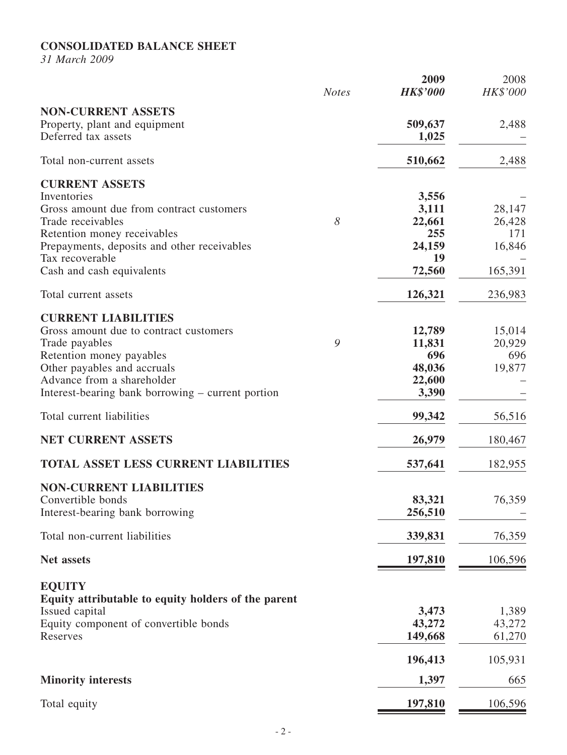**CONSOLIDATED BALANCE SHEET**

*31 March 2009*

| | Notes | 2009 HK$'000 | 2008 HK$'000 |
|---|---|---|---|
| **NON-CURRENT ASSETS** | | | |
| Property, plant and equipment | | **509,637** | 2,488 |
| Deferred tax assets | | **1,025** | – |
| Total non-current assets | | **510,662** | 2,488 |
| **CURRENT ASSETS** | | | |
| Inventories | | **3,556** | – |
| Gross amount due from contract customers | | **3,111** | 28,147 |
| Trade receivables | 8 | **22,661** | 26,428 |
| Retention money receivables | | **255** | 171 |
| Prepayments, deposits and other receivables | | **24,159** | 16,846 |
| Tax recoverable | | **19** | – |
| Cash and cash equivalents | | **72,560** | 165,391 |
| Total current assets | | **126,321** | 236,983 |
| **CURRENT LIABILITIES** | | | |
| Gross amount due to contract customers | | **12,789** | 15,014 |
| Trade payables | 9 | **11,831** | 20,929 |
| Retention money payables | | **696** | 696 |
| Other payables and accruals | | **48,036** | 19,877 |
| Advance from a shareholder | | **22,600** | – |
| Interest-bearing bank borrowing – current portion | | **3,390** | – |
| Total current liabilities | | **99,342** | 56,516 |
| **NET CURRENT ASSETS** | | **26,979** | 180,467 |
| **TOTAL ASSET LESS CURRENT LIABILITIES** | | **537,641** | 182,955 |
| **NON-CURRENT LIABILITIES** | | | |
| Convertible bonds | | **83,321** | 76,359 |
| Interest-bearing bank borrowing | | **256,510** | – |
| Total non-current liabilities | | **339,831** | 76,359 |
| **Net assets** | | **197,810** | 106,596 |
| **EQUITY** | | | |
| **Equity attributable to equity holders of the parent** | | | |
| Issued capital | | **3,473** | 1,389 |
| Equity component of convertible bonds | | **43,272** | 43,272 |
| Reserves | | **149,668** | 61,270 |
| | | **196,413** | 105,931 |
| **Minority interests** | | **1,397** | 665 |
| Total equity | | **197,810** | 106,596 |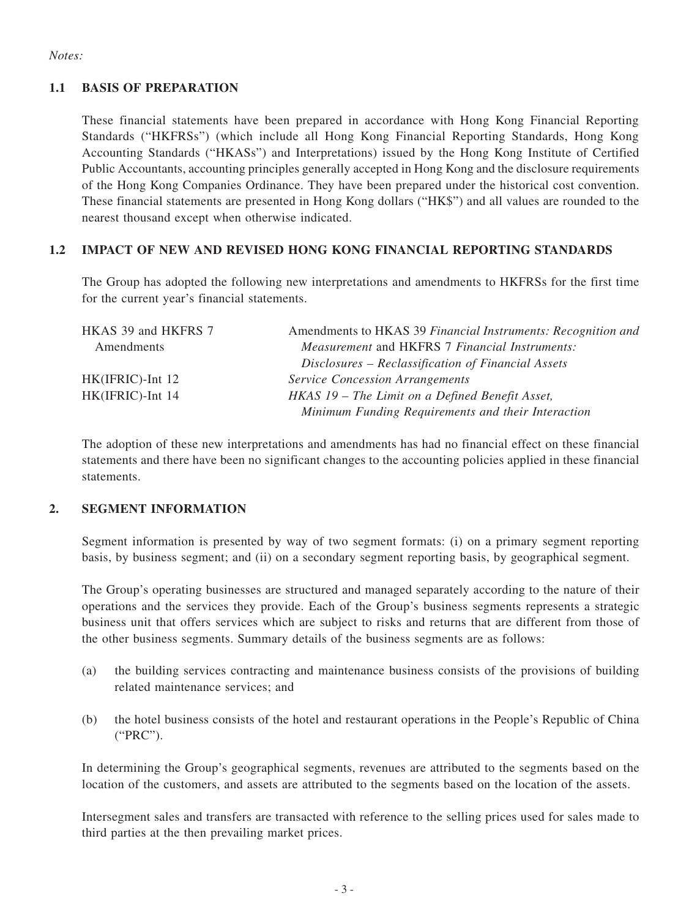*Notes:*

## 1.1 BASIS OF PREPARATION

These financial statements have been prepared in accordance with Hong Kong Financial Reporting Standards ("HKFRSs") (which include all Hong Kong Financial Reporting Standards, Hong Kong Accounting Standards ("HKASs") and Interpretations) issued by the Hong Kong Institute of Certified Public Accountants, accounting principles generally accepted in Hong Kong and the disclosure requirements of the Hong Kong Companies Ordinance. They have been prepared under the historical cost convention. These financial statements are presented in Hong Kong dollars ("HK$") and all values are rounded to the nearest thousand except when otherwise indicated.

## 1.2 IMPACT OF NEW AND REVISED HONG KONG FINANCIAL REPORTING STANDARDS

The Group has adopted the following new interpretations and amendments to HKFRSs for the first time for the current year's financial statements.

| | |
|---|---|
| HKAS 39 and HKFRS 7 Amendments | Amendments to HKAS 39 *Financial Instruments: Recognition and Measurement* and HKFRS 7 *Financial Instruments: Disclosures – Reclassification of Financial Assets* |
| HK(IFRIC)-Int 12 | *Service Concession Arrangements* |
| HK(IFRIC)-Int 14 | *HKAS 19 – The Limit on a Defined Benefit Asset, Minimum Funding Requirements and their Interaction* |

The adoption of these new interpretations and amendments has had no financial effect on these financial statements and there have been no significant changes to the accounting policies applied in these financial statements.

## 2. SEGMENT INFORMATION

Segment information is presented by way of two segment formats: (i) on a primary segment reporting basis, by business segment; and (ii) on a secondary segment reporting basis, by geographical segment.

The Group's operating businesses are structured and managed separately according to the nature of their operations and the services they provide. Each of the Group's business segments represents a strategic business unit that offers services which are subject to risks and returns that are different from those of the other business segments. Summary details of the business segments are as follows:

(a) the building services contracting and maintenance business consists of the provisions of building related maintenance services; and

(b) the hotel business consists of the hotel and restaurant operations in the People's Republic of China ("PRC").

In determining the Group's geographical segments, revenues are attributed to the segments based on the location of the customers, and assets are attributed to the segments based on the location of the assets.

Intersegment sales and transfers are transacted with reference to the selling prices used for sales made to third parties at the then prevailing market prices.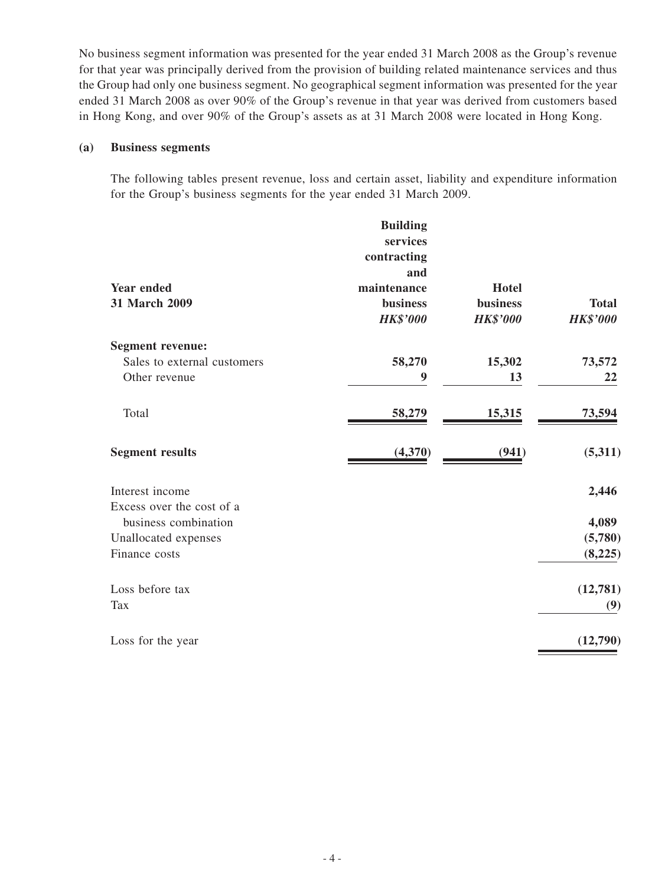No business segment information was presented for the year ended 31 March 2008 as the Group's revenue for that year was principally derived from the provision of building related maintenance services and thus the Group had only one business segment. No geographical segment information was presented for the year ended 31 March 2008 as over 90% of the Group's revenue in that year was derived from customers based in Hong Kong, and over 90% of the Group's assets as at 31 March 2008 were located in Hong Kong.

**(a) Business segments**

The following tables present revenue, loss and certain asset, liability and expenditure information for the Group's business segments for the year ended 31 March 2009.

| **Year ended 31 March 2009** | **Building services contracting and maintenance business** *HK$'000* | **Hotel business** *HK$'000* | **Total** *HK$'000* |
|---|---|---|---|
| **Segment revenue:** | | | |
| Sales to external customers | **58,270** | **15,302** | **73,572** |
| Other revenue | **9** | **13** | **22** |
| Total | **58,279** | **15,315** | **73,594** |
| **Segment results** | **(4,370)** | **(941)** | **(5,311)** |
| Interest income | | | **2,446** |
| Excess over the cost of a business combination | | | **4,089** |
| Unallocated expenses | | | **(5,780)** |
| Finance costs | | | **(8,225)** |
| Loss before tax | | | **(12,781)** |
| Tax | | | **(9)** |
| Loss for the year | | | **(12,790)** |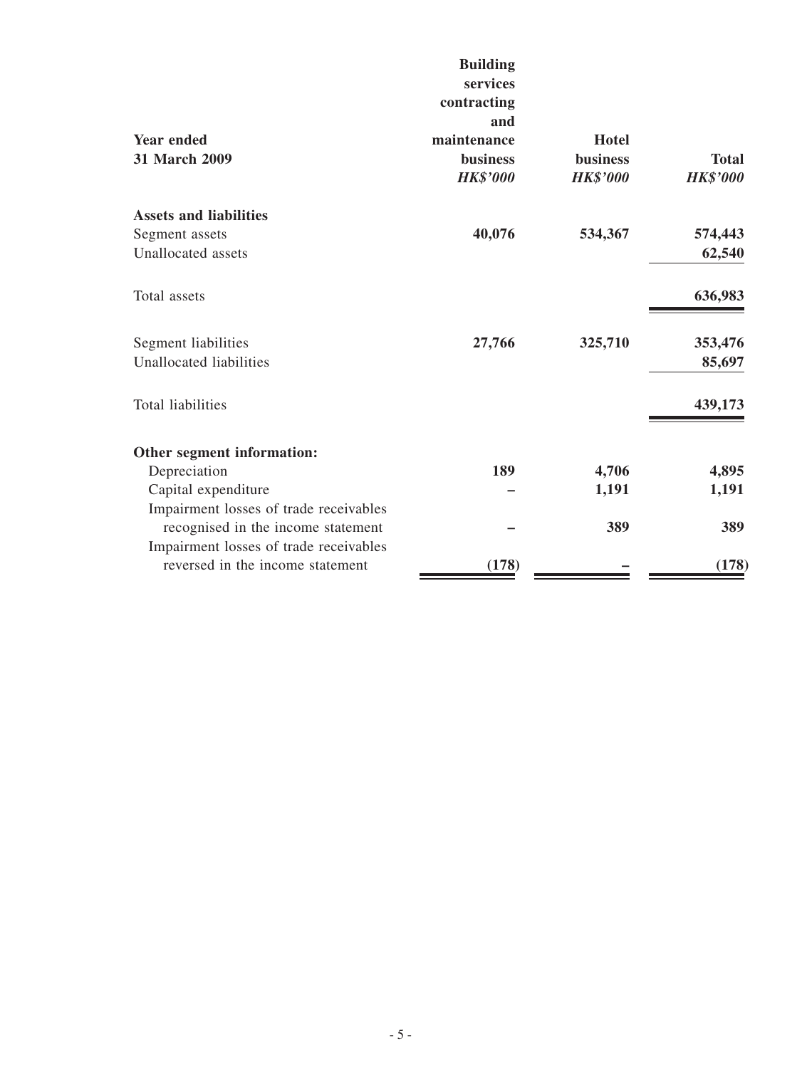| Year ended 31 March 2009 | Building services contracting and maintenance business *HK$'000* | Hotel business *HK$'000* | Total *HK$'000* |
|---|---|---|---|
| **Assets and liabilities** | | | |
| Segment assets | **40,076** | **534,367** | **574,443** |
| Unallocated assets | | | **62,540** |
| Total assets | | | **636,983** |
| Segment liabilities | **27,766** | **325,710** | **353,476** |
| Unallocated liabilities | | | **85,697** |
| Total liabilities | | | **439,173** |
| **Other segment information:** | | | |
| Depreciation | **189** | **4,706** | **4,895** |
| Capital expenditure | **–** | **1,191** | **1,191** |
| Impairment losses of trade receivables recognised in the income statement | **–** | **389** | **389** |
| Impairment losses of trade receivables reversed in the income statement | **(178)** | **–** | **(178)** |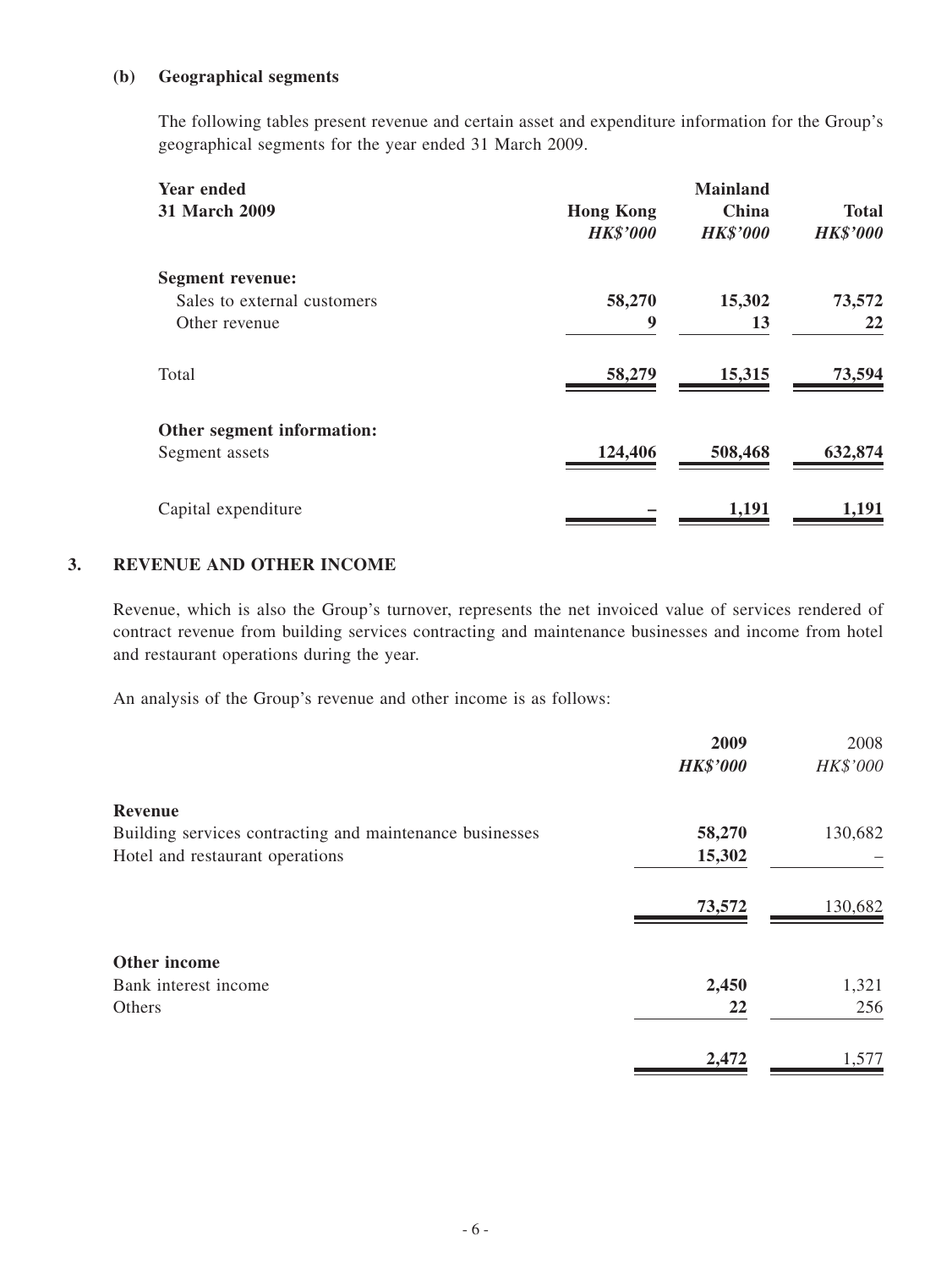**(b) Geographical segments**

The following tables present revenue and certain asset and expenditure information for the Group's geographical segments for the year ended 31 March 2009.

| Year ended 31 March 2009 | Hong Kong *HK$'000* | Mainland China *HK$'000* | Total *HK$'000* |
|---|---|---|---|
| **Segment revenue:** | | | |
| Sales to external customers | **58,270** | **15,302** | **73,572** |
| Other revenue | **9** | **13** | **22** |
| Total | **58,279** | **15,315** | **73,594** |
| **Other segment information:** | | | |
| Segment assets | **124,406** | **508,468** | **632,874** |
| Capital expenditure | **–** | **1,191** | **1,191** |

## 3. REVENUE AND OTHER INCOME

Revenue, which is also the Group's turnover, represents the net invoiced value of services rendered of contract revenue from building services contracting and maintenance businesses and income from hotel and restaurant operations during the year.

An analysis of the Group's revenue and other income is as follows:

| | 2009 *HK$'000* | 2008 *HK$'000* |
|---|---|---|
| **Revenue** | | |
| Building services contracting and maintenance businesses | **58,270** | 130,682 |
| Hotel and restaurant operations | **15,302** | – |
| | **73,572** | 130,682 |
| **Other income** | | |
| Bank interest income | **2,450** | 1,321 |
| Others | **22** | 256 |
| | **2,472** | 1,577 |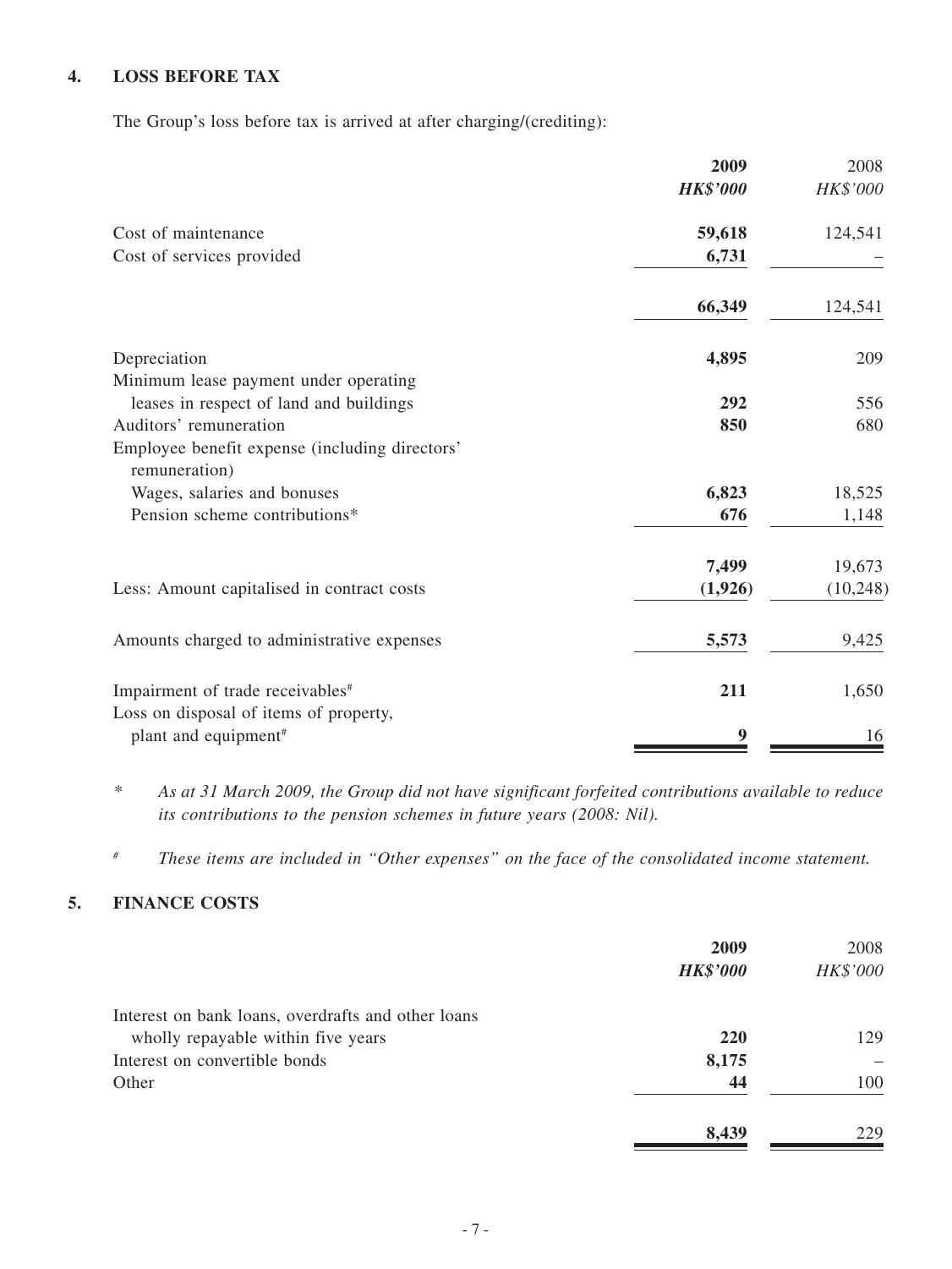## 4. LOSS BEFORE TAX

The Group's loss before tax is arrived at after charging/(crediting):

| | 2009 | 2008 |
|---|---|---|
| | *HK$'000* | *HK$'000* |
| Cost of maintenance | **59,618** | 124,541 |
| Cost of services provided | **6,731** | – |
| | **66,349** | 124,541 |
| Depreciation | **4,895** | 209 |
| Minimum lease payment under operating leases in respect of land and buildings | **292** | 556 |
| Auditors' remuneration | **850** | 680 |
| Employee benefit expense (including directors' remuneration) | | |
| Wages, salaries and bonuses | **6,823** | 18,525 |
| Pension scheme contributions* | **676** | 1,148 |
| | **7,499** | 19,673 |
| Less: Amount capitalised in contract costs | **(1,926)** | (10,248) |
| Amounts charged to administrative expenses | **5,573** | 9,425 |
| Impairment of trade receivables# | **211** | 1,650 |
| Loss on disposal of items of property, plant and equipment# | **9** | 16 |

\* *As at 31 March 2009, the Group did not have significant forfeited contributions available to reduce its contributions to the pension schemes in future years (2008: Nil).*

\# *These items are included in "Other expenses" on the face of the consolidated income statement.*

## 5. FINANCE COSTS

| | 2009 | 2008 |
|---|---|---|
| | *HK$'000* | *HK$'000* |
| Interest on bank loans, overdrafts and other loans wholly repayable within five years | **220** | 129 |
| Interest on convertible bonds | **8,175** | – |
| Other | **44** | 100 |
| | **8,439** | 229 |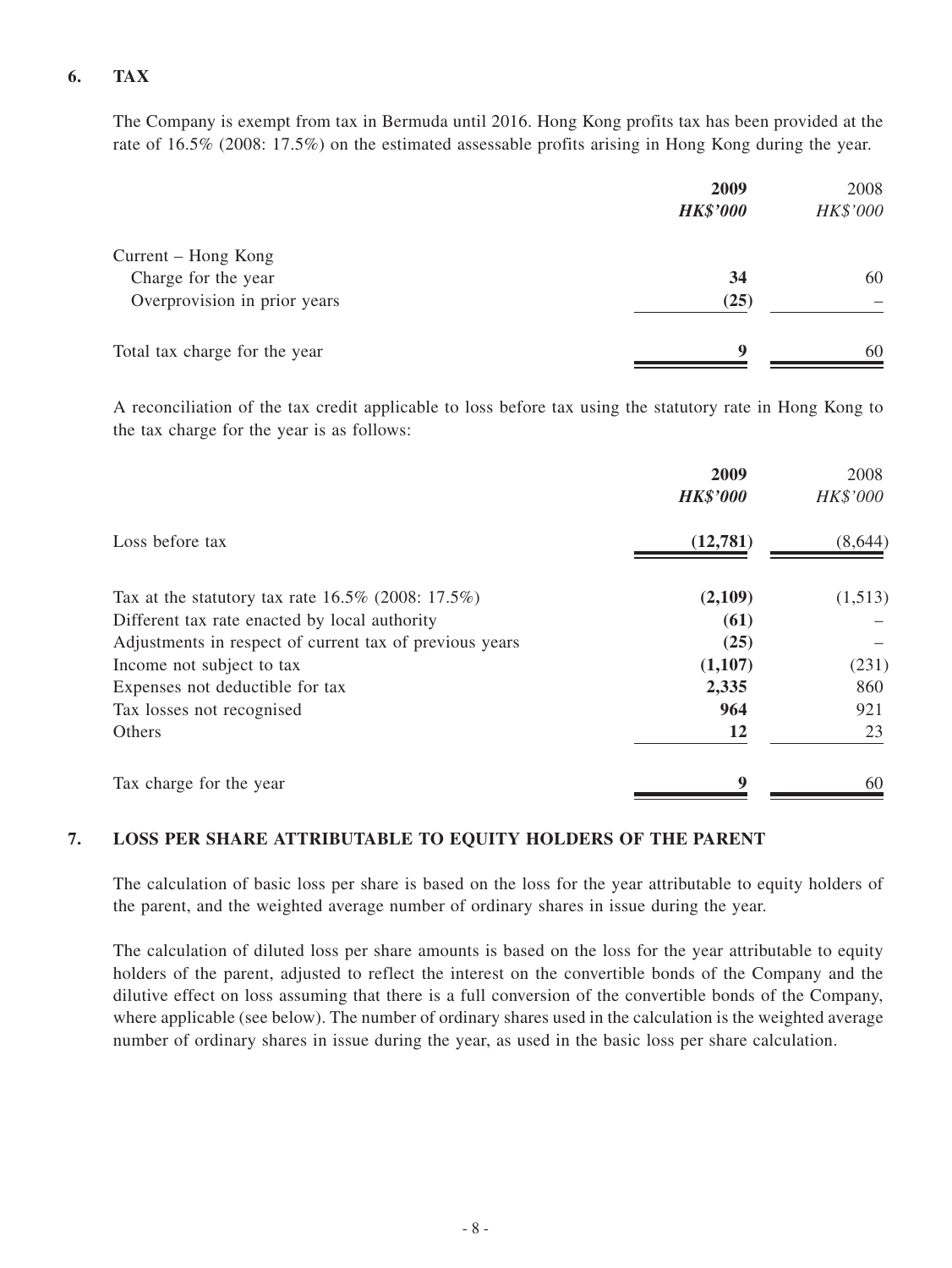## 6. TAX

The Company is exempt from tax in Bermuda until 2016. Hong Kong profits tax has been provided at the rate of 16.5% (2008: 17.5%) on the estimated assessable profits arising in Hong Kong during the year.

| | **2009** | 2008 |
|---|---|---|
| | ***HK$'000*** | *HK$'000* |
| Current – Hong Kong | | |
| Charge for the year | **34** | 60 |
| Overprovision in prior years | **(25)** | – |
| Total tax charge for the year | **9** | 60 |

A reconciliation of the tax credit applicable to loss before tax using the statutory rate in Hong Kong to the tax charge for the year is as follows:

| | **2009** | 2008 |
|---|---|---|
| | ***HK$'000*** | *HK$'000* |
| Loss before tax | **(12,781)** | (8,644) |
| Tax at the statutory tax rate 16.5% (2008: 17.5%) | **(2,109)** | (1,513) |
| Different tax rate enacted by local authority | **(61)** | – |
| Adjustments in respect of current tax of previous years | **(25)** | – |
| Income not subject to tax | **(1,107)** | (231) |
| Expenses not deductible for tax | **2,335** | 860 |
| Tax losses not recognised | **964** | 921 |
| Others | **12** | 23 |
| Tax charge for the year | **9** | 60 |

## 7. LOSS PER SHARE ATTRIBUTABLE TO EQUITY HOLDERS OF THE PARENT

The calculation of basic loss per share is based on the loss for the year attributable to equity holders of the parent, and the weighted average number of ordinary shares in issue during the year.

The calculation of diluted loss per share amounts is based on the loss for the year attributable to equity holders of the parent, adjusted to reflect the interest on the convertible bonds of the Company and the dilutive effect on loss assuming that there is a full conversion of the convertible bonds of the Company, where applicable (see below). The number of ordinary shares used in the calculation is the weighted average number of ordinary shares in issue during the year, as used in the basic loss per share calculation.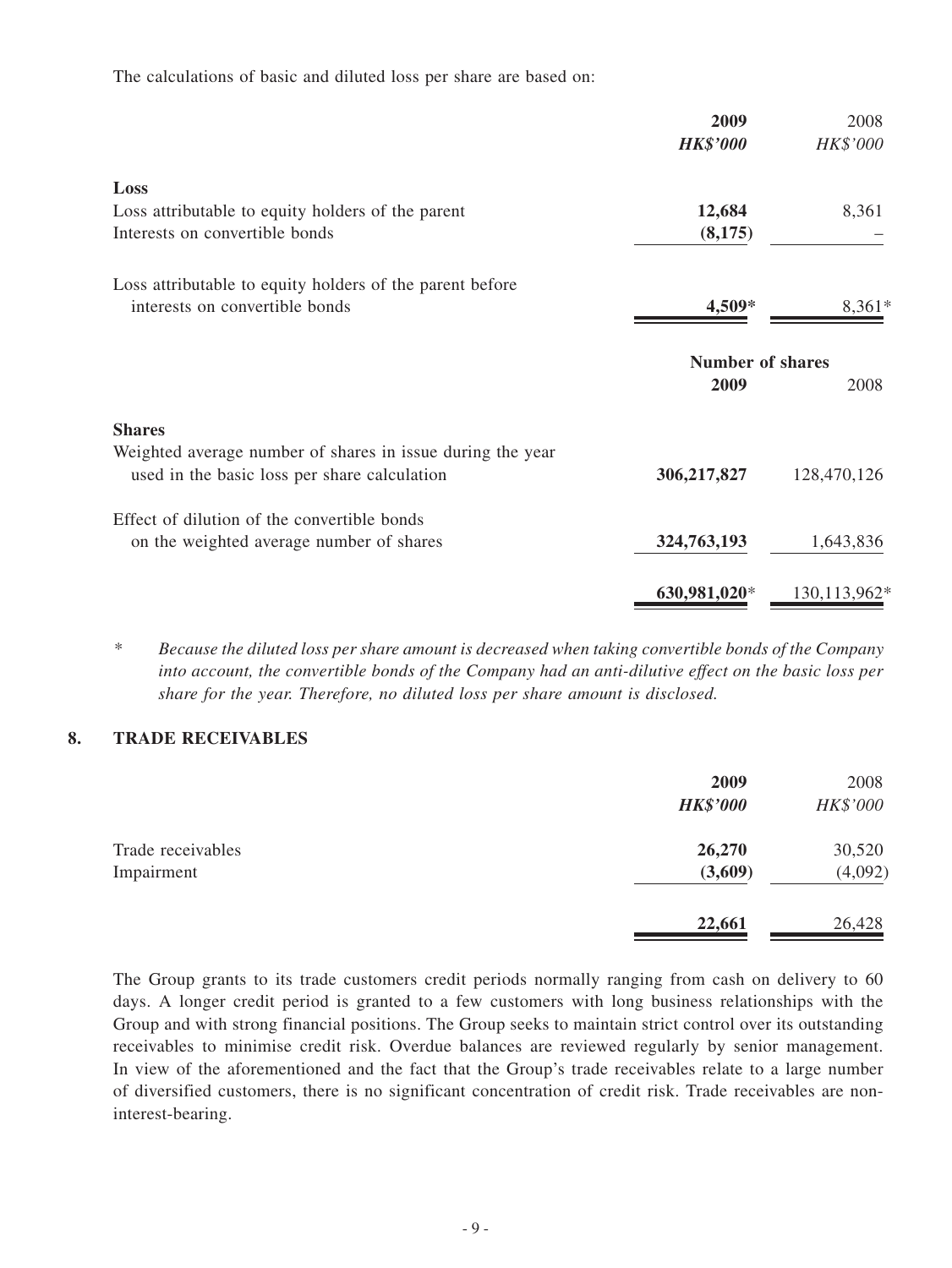The calculations of basic and diluted loss per share are based on:

| | 2009 | 2008 |
|---|---|---|
| | ***HK$'000*** | *HK$'000* |
| **Loss** | | |
| Loss attributable to equity holders of the parent | **12,684** | 8,361 |
| Interests on convertible bonds | **(8,175)** | – |
| Loss attributable to equity holders of the parent before interests on convertible bonds | **4,509*** | 8,361* |
| | **Number of shares** | |
| | **2009** | 2008 |
| **Shares** | | |
| Weighted average number of shares in issue during the year used in the basic loss per share calculation | **306,217,827** | 128,470,126 |
| Effect of dilution of the convertible bonds on the weighted average number of shares | **324,763,193** | 1,643,836 |
| | **630,981,020*** | 130,113,962* |

\* *Because the diluted loss per share amount is decreased when taking convertible bonds of the Company into account, the convertible bonds of the Company had an anti-dilutive effect on the basic loss per share for the year. Therefore, no diluted loss per share amount is disclosed.*

## 8. TRADE RECEIVABLES

| | 2009 | 2008 |
|---|---|---|
| | ***HK$'000*** | *HK$'000* |
| Trade receivables | **26,270** | 30,520 |
| Impairment | **(3,609)** | (4,092) |
| | **22,661** | 26,428 |

The Group grants to its trade customers credit periods normally ranging from cash on delivery to 60 days. A longer credit period is granted to a few customers with long business relationships with the Group and with strong financial positions. The Group seeks to maintain strict control over its outstanding receivables to minimise credit risk. Overdue balances are reviewed regularly by senior management. In view of the aforementioned and the fact that the Group's trade receivables relate to a large number of diversified customers, there is no significant concentration of credit risk. Trade receivables are non-interest-bearing.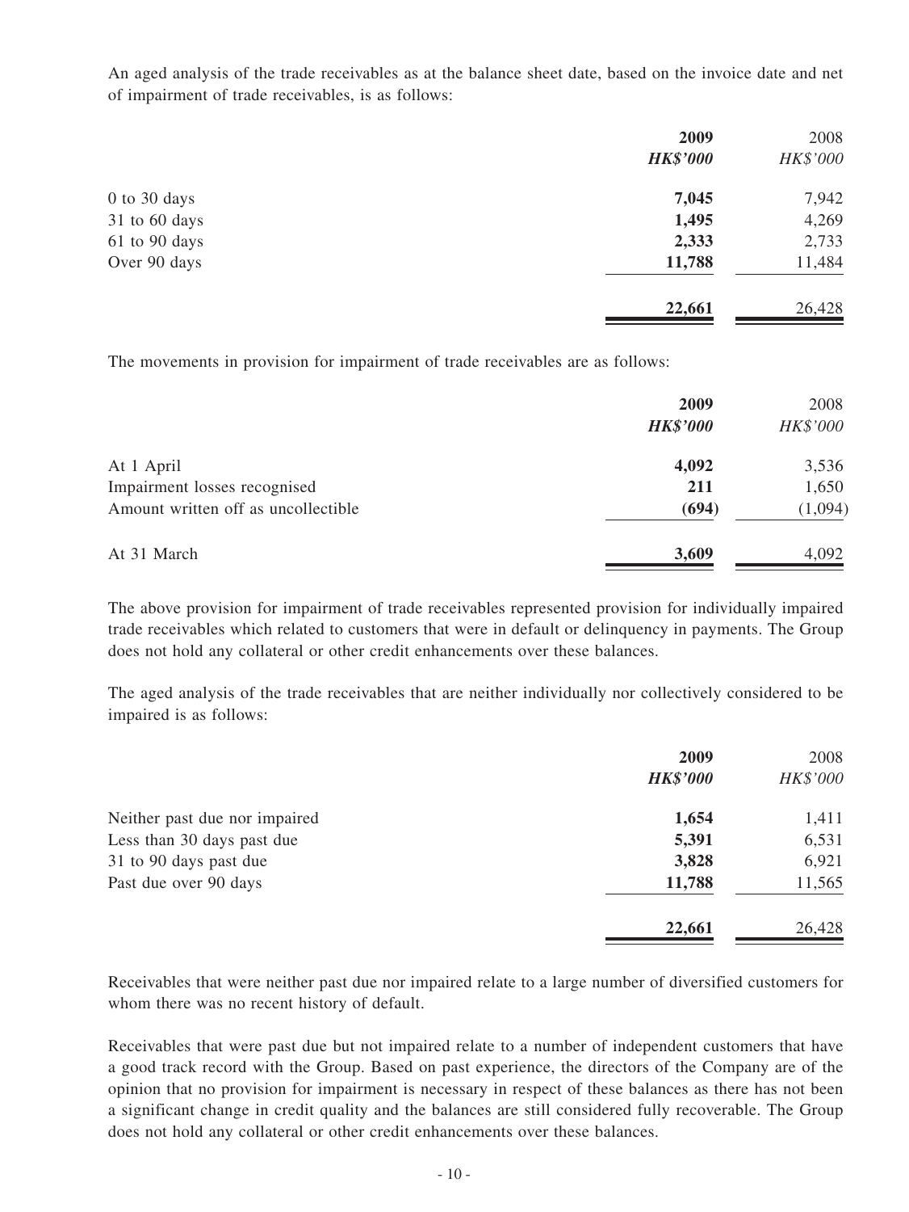An aged analysis of the trade receivables as at the balance sheet date, based on the invoice date and net of impairment of trade receivables, is as follows:

| | **2009** | 2008 |
|---|---|---|
| | ***HK$'000*** | *HK$'000* |
| 0 to 30 days | **7,045** | 7,942 |
| 31 to 60 days | **1,495** | 4,269 |
| 61 to 90 days | **2,333** | 2,733 |
| Over 90 days | **11,788** | 11,484 |
| | **22,661** | 26,428 |

The movements in provision for impairment of trade receivables are as follows:

| | **2009** | 2008 |
|---|---|---|
| | ***HK$'000*** | *HK$'000* |
| At 1 April | **4,092** | 3,536 |
| Impairment losses recognised | **211** | 1,650 |
| Amount written off as uncollectible | **(694)** | (1,094) |
| At 31 March | **3,609** | 4,092 |

The above provision for impairment of trade receivables represented provision for individually impaired trade receivables which related to customers that were in default or delinquency in payments. The Group does not hold any collateral or other credit enhancements over these balances.

The aged analysis of the trade receivables that are neither individually nor collectively considered to be impaired is as follows:

| | **2009** | 2008 |
|---|---|---|
| | ***HK$'000*** | *HK$'000* |
| Neither past due nor impaired | **1,654** | 1,411 |
| Less than 30 days past due | **5,391** | 6,531 |
| 31 to 90 days past due | **3,828** | 6,921 |
| Past due over 90 days | **11,788** | 11,565 |
| | **22,661** | 26,428 |

Receivables that were neither past due nor impaired relate to a large number of diversified customers for whom there was no recent history of default.

Receivables that were past due but not impaired relate to a number of independent customers that have a good track record with the Group. Based on past experience, the directors of the Company are of the opinion that no provision for impairment is necessary in respect of these balances as there has not been a significant change in credit quality and the balances are still considered fully recoverable. The Group does not hold any collateral or other credit enhancements over these balances.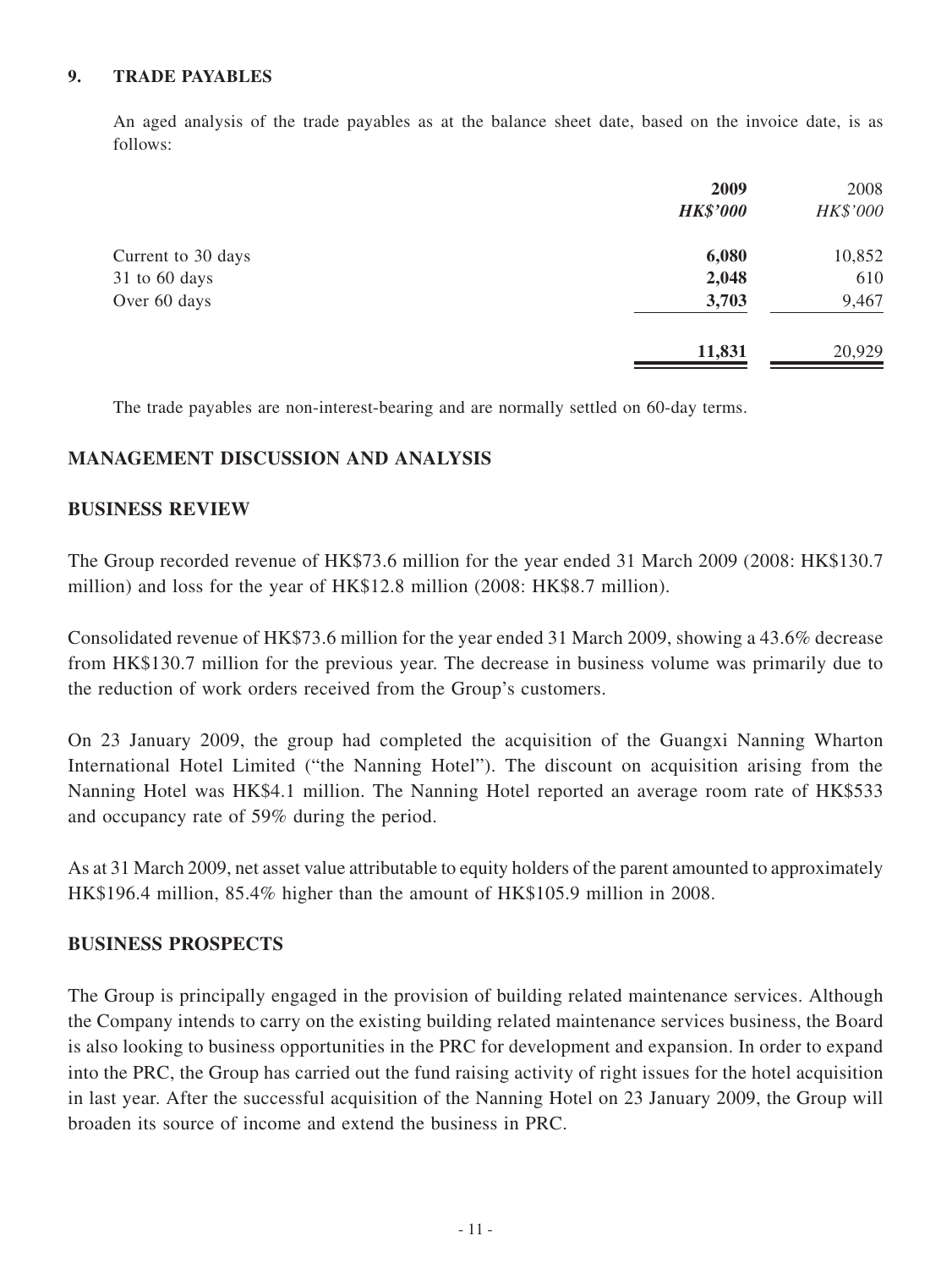## 9. TRADE PAYABLES

An aged analysis of the trade payables as at the balance sheet date, based on the invoice date, is as follows:

| | **2009** | 2008 |
|---|---|---|
| | ***HK$'000*** | *HK$'000* |
| Current to 30 days | **6,080** | 10,852 |
| 31 to 60 days | **2,048** | 610 |
| Over 60 days | **3,703** | 9,467 |
| | **11,831** | 20,929 |

The trade payables are non-interest-bearing and are normally settled on 60-day terms.

## MANAGEMENT DISCUSSION AND ANALYSIS

### BUSINESS REVIEW

The Group recorded revenue of HK$73.6 million for the year ended 31 March 2009 (2008: HK$130.7 million) and loss for the year of HK$12.8 million (2008: HK$8.7 million).

Consolidated revenue of HK$73.6 million for the year ended 31 March 2009, showing a 43.6% decrease from HK$130.7 million for the previous year. The decrease in business volume was primarily due to the reduction of work orders received from the Group's customers.

On 23 January 2009, the group had completed the acquisition of the Guangxi Nanning Wharton International Hotel Limited ("the Nanning Hotel"). The discount on acquisition arising from the Nanning Hotel was HK$4.1 million. The Nanning Hotel reported an average room rate of HK$533 and occupancy rate of 59% during the period.

As at 31 March 2009, net asset value attributable to equity holders of the parent amounted to approximately HK$196.4 million, 85.4% higher than the amount of HK$105.9 million in 2008.

### BUSINESS PROSPECTS

The Group is principally engaged in the provision of building related maintenance services. Although the Company intends to carry on the existing building related maintenance services business, the Board is also looking to business opportunities in the PRC for development and expansion. In order to expand into the PRC, the Group has carried out the fund raising activity of right issues for the hotel acquisition in last year. After the successful acquisition of the Nanning Hotel on 23 January 2009, the Group will broaden its source of income and extend the business in PRC.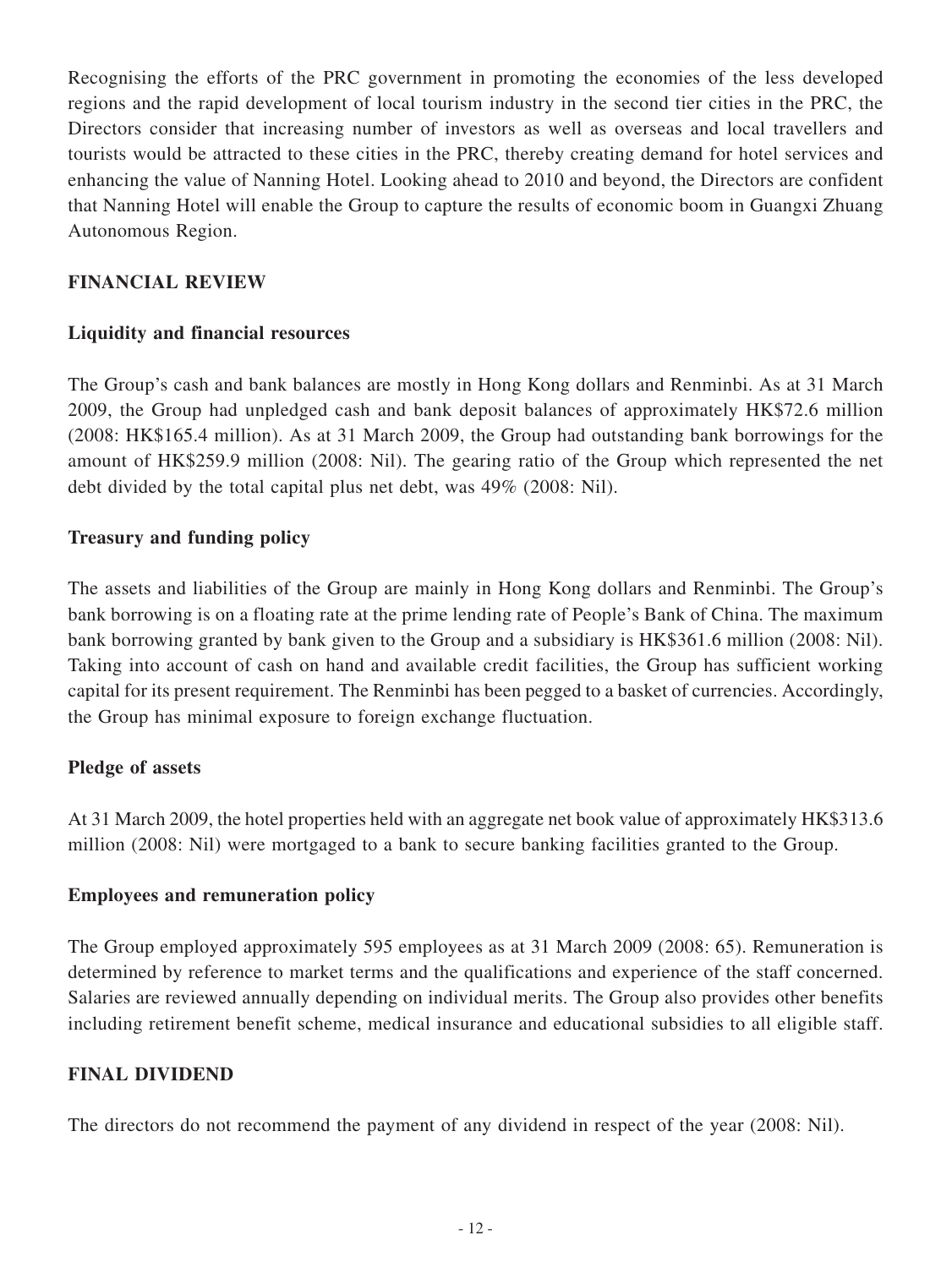Recognising the efforts of the PRC government in promoting the economies of the less developed regions and the rapid development of local tourism industry in the second tier cities in the PRC, the Directors consider that increasing number of investors as well as overseas and local travellers and tourists would be attracted to these cities in the PRC, thereby creating demand for hotel services and enhancing the value of Nanning Hotel. Looking ahead to 2010 and beyond, the Directors are confident that Nanning Hotel will enable the Group to capture the results of economic boom in Guangxi Zhuang Autonomous Region.

## FINANCIAL REVIEW

### Liquidity and financial resources

The Group's cash and bank balances are mostly in Hong Kong dollars and Renminbi. As at 31 March 2009, the Group had unpledged cash and bank deposit balances of approximately HK$72.6 million (2008: HK$165.4 million). As at 31 March 2009, the Group had outstanding bank borrowings for the amount of HK$259.9 million (2008: Nil). The gearing ratio of the Group which represented the net debt divided by the total capital plus net debt, was 49% (2008: Nil).

### Treasury and funding policy

The assets and liabilities of the Group are mainly in Hong Kong dollars and Renminbi. The Group's bank borrowing is on a floating rate at the prime lending rate of People's Bank of China. The maximum bank borrowing granted by bank given to the Group and a subsidiary is HK$361.6 million (2008: Nil). Taking into account of cash on hand and available credit facilities, the Group has sufficient working capital for its present requirement. The Renminbi has been pegged to a basket of currencies. Accordingly, the Group has minimal exposure to foreign exchange fluctuation.

### Pledge of assets

At 31 March 2009, the hotel properties held with an aggregate net book value of approximately HK$313.6 million (2008: Nil) were mortgaged to a bank to secure banking facilities granted to the Group.

### Employees and remuneration policy

The Group employed approximately 595 employees as at 31 March 2009 (2008: 65). Remuneration is determined by reference to market terms and the qualifications and experience of the staff concerned. Salaries are reviewed annually depending on individual merits. The Group also provides other benefits including retirement benefit scheme, medical insurance and educational subsidies to all eligible staff.

## FINAL DIVIDEND

The directors do not recommend the payment of any dividend in respect of the year (2008: Nil).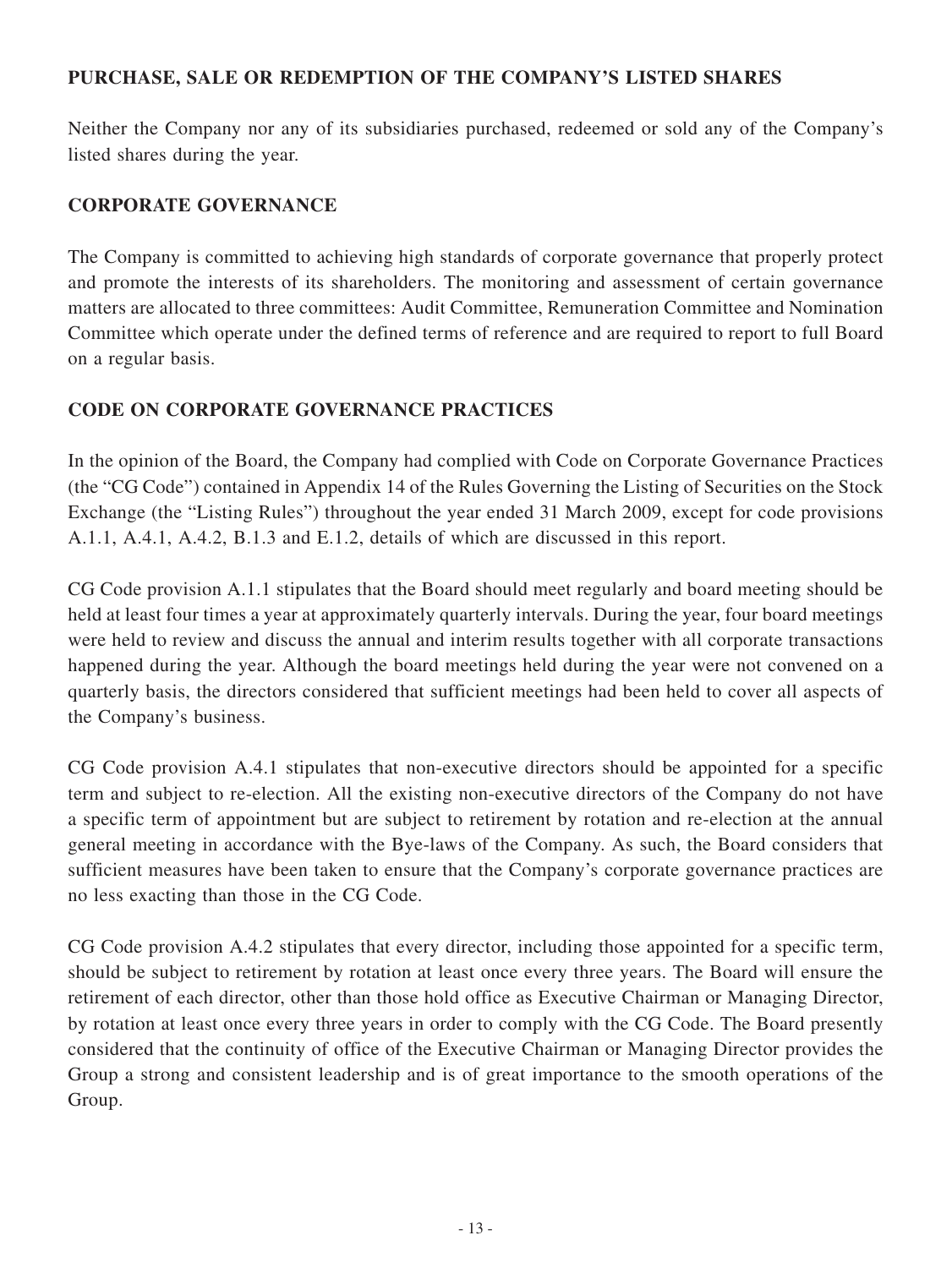## PURCHASE, SALE OR REDEMPTION OF THE COMPANY'S LISTED SHARES

Neither the Company nor any of its subsidiaries purchased, redeemed or sold any of the Company's listed shares during the year.

## CORPORATE GOVERNANCE

The Company is committed to achieving high standards of corporate governance that properly protect and promote the interests of its shareholders. The monitoring and assessment of certain governance matters are allocated to three committees: Audit Committee, Remuneration Committee and Nomination Committee which operate under the defined terms of reference and are required to report to full Board on a regular basis.

## CODE ON CORPORATE GOVERNANCE PRACTICES

In the opinion of the Board, the Company had complied with Code on Corporate Governance Practices (the "CG Code") contained in Appendix 14 of the Rules Governing the Listing of Securities on the Stock Exchange (the "Listing Rules") throughout the year ended 31 March 2009, except for code provisions A.1.1, A.4.1, A.4.2, B.1.3 and E.1.2, details of which are discussed in this report.

CG Code provision A.1.1 stipulates that the Board should meet regularly and board meeting should be held at least four times a year at approximately quarterly intervals. During the year, four board meetings were held to review and discuss the annual and interim results together with all corporate transactions happened during the year. Although the board meetings held during the year were not convened on a quarterly basis, the directors considered that sufficient meetings had been held to cover all aspects of the Company's business.

CG Code provision A.4.1 stipulates that non-executive directors should be appointed for a specific term and subject to re-election. All the existing non-executive directors of the Company do not have a specific term of appointment but are subject to retirement by rotation and re-election at the annual general meeting in accordance with the Bye-laws of the Company. As such, the Board considers that sufficient measures have been taken to ensure that the Company's corporate governance practices are no less exacting than those in the CG Code.

CG Code provision A.4.2 stipulates that every director, including those appointed for a specific term, should be subject to retirement by rotation at least once every three years. The Board will ensure the retirement of each director, other than those hold office as Executive Chairman or Managing Director, by rotation at least once every three years in order to comply with the CG Code. The Board presently considered that the continuity of office of the Executive Chairman or Managing Director provides the Group a strong and consistent leadership and is of great importance to the smooth operations of the Group.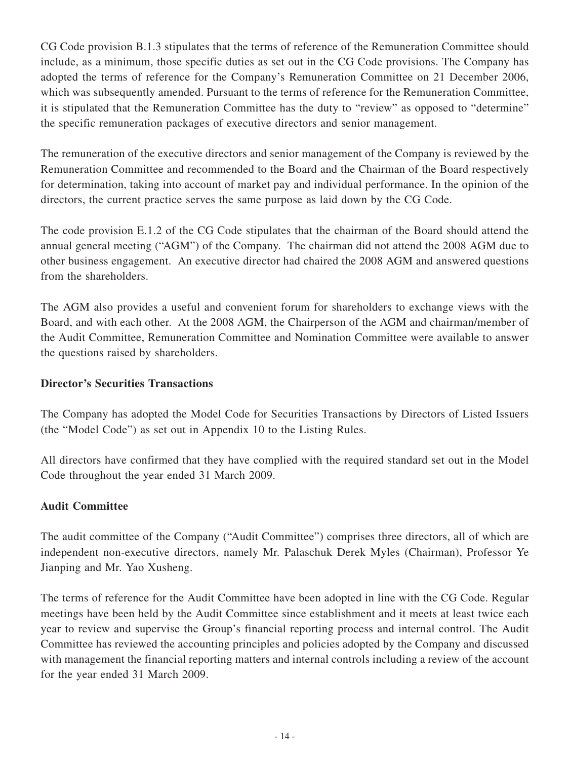CG Code provision B.1.3 stipulates that the terms of reference of the Remuneration Committee should include, as a minimum, those specific duties as set out in the CG Code provisions. The Company has adopted the terms of reference for the Company's Remuneration Committee on 21 December 2006, which was subsequently amended. Pursuant to the terms of reference for the Remuneration Committee, it is stipulated that the Remuneration Committee has the duty to "review" as opposed to "determine" the specific remuneration packages of executive directors and senior management.

The remuneration of the executive directors and senior management of the Company is reviewed by the Remuneration Committee and recommended to the Board and the Chairman of the Board respectively for determination, taking into account of market pay and individual performance. In the opinion of the directors, the current practice serves the same purpose as laid down by the CG Code.

The code provision E.1.2 of the CG Code stipulates that the chairman of the Board should attend the annual general meeting ("AGM") of the Company. The chairman did not attend the 2008 AGM due to other business engagement. An executive director had chaired the 2008 AGM and answered questions from the shareholders.

The AGM also provides a useful and convenient forum for shareholders to exchange views with the Board, and with each other. At the 2008 AGM, the Chairperson of the AGM and chairman/member of the Audit Committee, Remuneration Committee and Nomination Committee were available to answer the questions raised by shareholders.

**Director's Securities Transactions**

The Company has adopted the Model Code for Securities Transactions by Directors of Listed Issuers (the "Model Code") as set out in Appendix 10 to the Listing Rules.

All directors have confirmed that they have complied with the required standard set out in the Model Code throughout the year ended 31 March 2009.

**Audit Committee**

The audit committee of the Company ("Audit Committee") comprises three directors, all of which are independent non-executive directors, namely Mr. Palaschuk Derek Myles (Chairman), Professor Ye Jianping and Mr. Yao Xusheng.

The terms of reference for the Audit Committee have been adopted in line with the CG Code. Regular meetings have been held by the Audit Committee since establishment and it meets at least twice each year to review and supervise the Group's financial reporting process and internal control. The Audit Committee has reviewed the accounting principles and policies adopted by the Company and discussed with management the financial reporting matters and internal controls including a review of the account for the year ended 31 March 2009.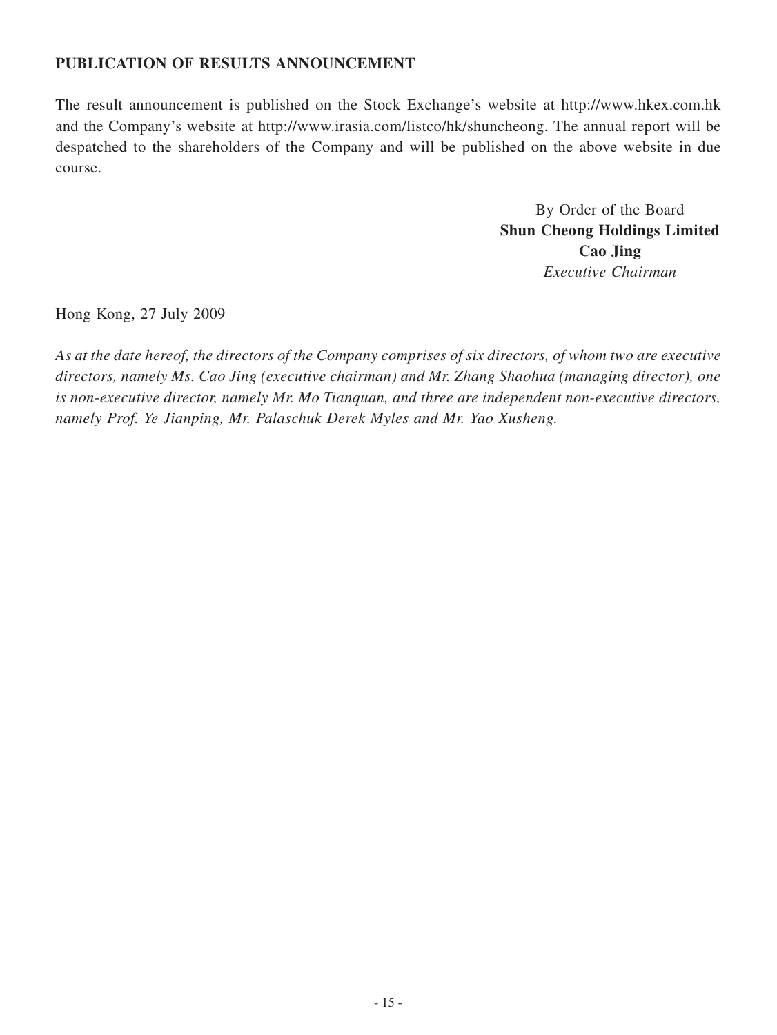**PUBLICATION OF RESULTS ANNOUNCEMENT**

The result announcement is published on the Stock Exchange's website at http://www.hkex.com.hk and the Company's website at http://www.irasia.com/listco/hk/shuncheong. The annual report will be despatched to the shareholders of the Company and will be published on the above website in due course.

By Order of the Board
**Shun Cheong Holdings Limited**
**Cao Jing**
*Executive Chairman*

Hong Kong, 27 July 2009

*As at the date hereof, the directors of the Company comprises of six directors, of whom two are executive directors, namely Ms. Cao Jing (executive chairman) and Mr. Zhang Shaohua (managing director), one is non-executive director, namely Mr. Mo Tianquan, and three are independent non-executive directors, namely Prof. Ye Jianping, Mr. Palaschuk Derek Myles and Mr. Yao Xusheng.*